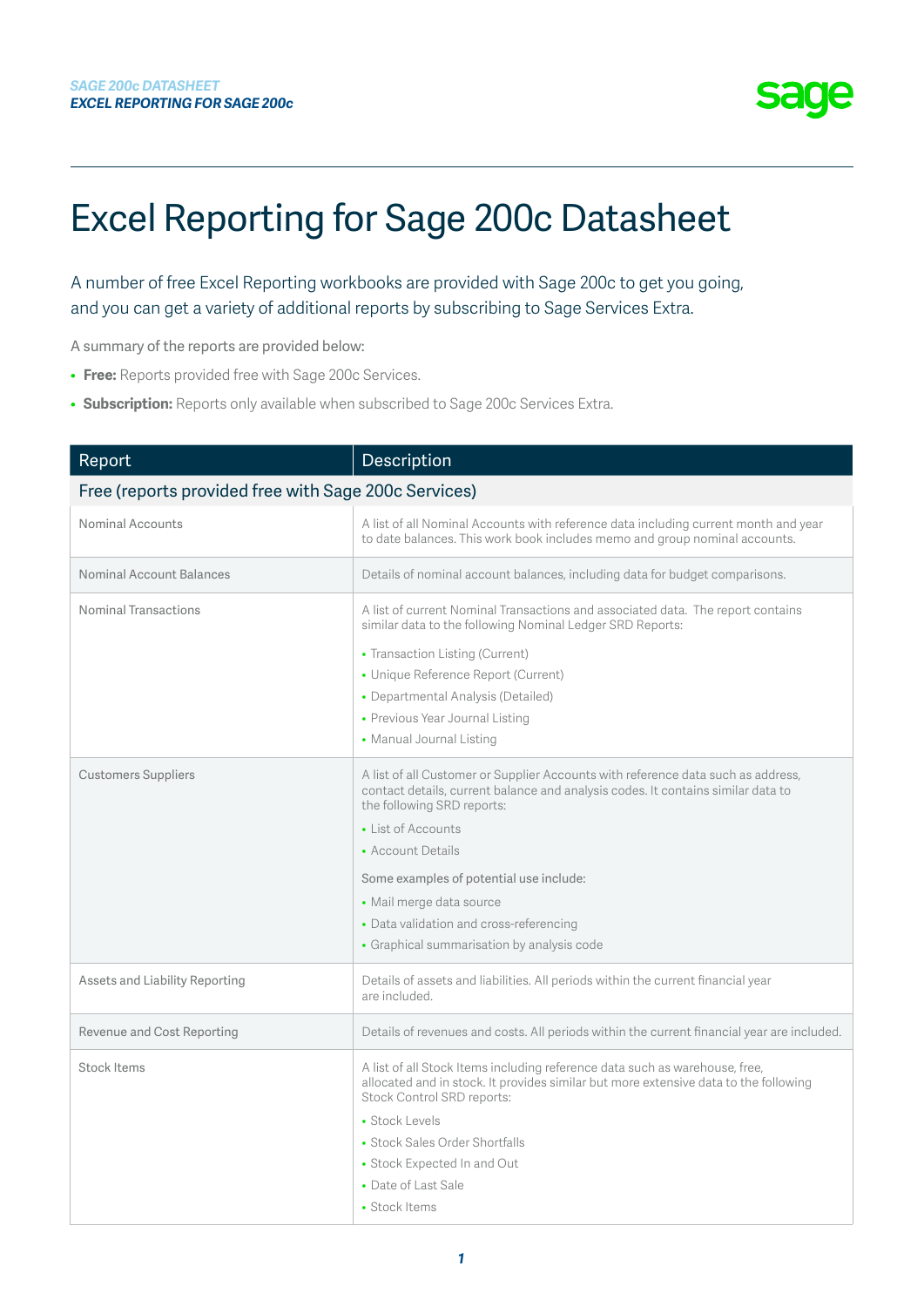# Excel Reporting for Sage 200c Datasheet

A number of free Excel Reporting workbooks are provided with Sage 200c to get you going, and you can get a variety of additional reports by subscribing to Sage Services Extra.

A summary of the reports are provided below:

- **Free:** Reports provided free with Sage 200c Services.
- **Subscription:** Reports only available when subscribed to Sage 200c Services Extra.

| Report | Description |
|---|---|
| **Free (reports provided free with Sage 200c Services)** | |
| Nominal Accounts | A list of all Nominal Accounts with reference data including current month and year to date balances. This work book includes memo and group nominal accounts. |
| Nominal Account Balances | Details of nominal account balances, including data for budget comparisons. |
| Nominal Transactions | A list of current Nominal Transactions and associated data. The report contains similar data to the following Nominal Ledger SRD Reports:<br>• Transaction Listing (Current)<br>• Unique Reference Report (Current)<br>• Departmental Analysis (Detailed)<br>• Previous Year Journal Listing<br>• Manual Journal Listing |
| Customers Suppliers | A list of all Customer or Supplier Accounts with reference data such as address, contact details, current balance and analysis codes. It contains similar data to the following SRD reports:<br>• List of Accounts<br>• Account Details<br>Some examples of potential use include:<br>• Mail merge data source<br>• Data validation and cross-referencing<br>• Graphical summarisation by analysis code |
| Assets and Liability Reporting | Details of assets and liabilities. All periods within the current financial year are included. |
| Revenue and Cost Reporting | Details of revenues and costs. All periods within the current financial year are included. |
| Stock Items | A list of all Stock Items including reference data such as warehouse, free, allocated and in stock. It provides similar but more extensive data to the following Stock Control SRD reports:<br>• Stock Levels<br>• Stock Sales Order Shortfalls<br>• Stock Expected In and Out<br>• Date of Last Sale<br>• Stock Items |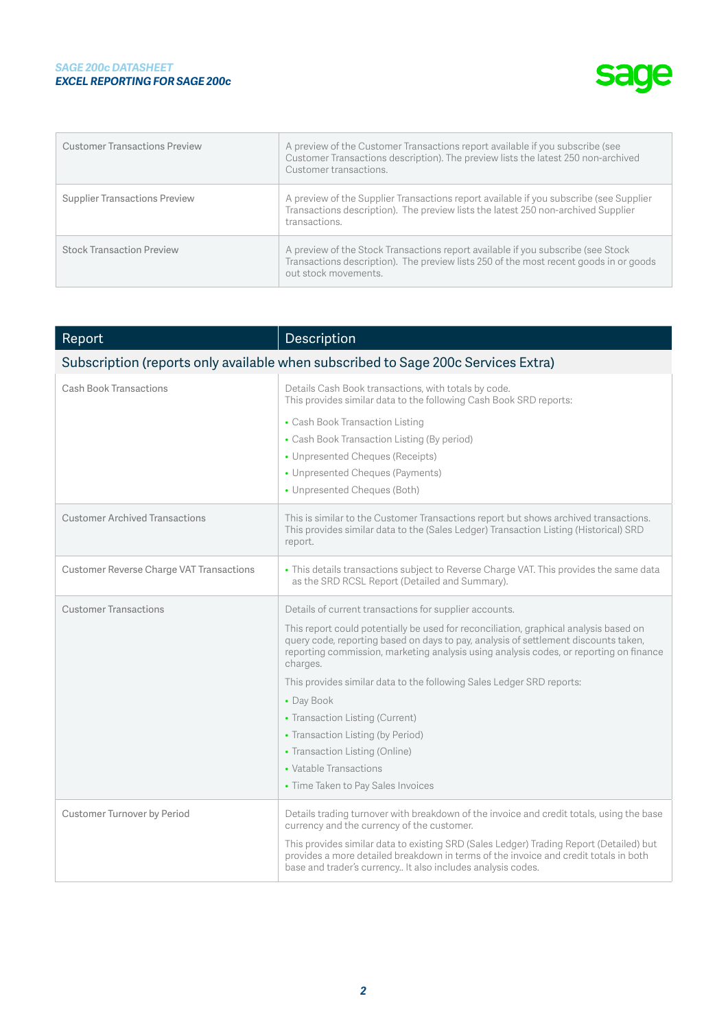| | |
|---|---|
| Customer Transactions Preview | A preview of the Customer Transactions report available if you subscribe (see Customer Transactions description). The preview lists the latest 250 non-archived Customer transactions. |
| Supplier Transactions Preview | A preview of the Supplier Transactions report available if you subscribe (see Supplier Transactions description). The preview lists the latest 250 non-archived Supplier transactions. |
| Stock Transaction Preview | A preview of the Stock Transactions report available if you subscribe (see Stock Transactions description). The preview lists 250 of the most recent goods in or goods out stock movements. |

| Report | Description |
|---|---|
| **Subscription (reports only available when subscribed to Sage 200c Services Extra)** | |
| Cash Book Transactions | Details Cash Book transactions, with totals by code.<br>This provides similar data to the following Cash Book SRD reports:<br>• Cash Book Transaction Listing<br>• Cash Book Transaction Listing (By period)<br>• Unpresented Cheques (Receipts)<br>• Unpresented Cheques (Payments)<br>• Unpresented Cheques (Both) |
| Customer Archived Transactions | This is similar to the Customer Transactions report but shows archived transactions. This provides similar data to the (Sales Ledger) Transaction Listing (Historical) SRD report. |
| Customer Reverse Charge VAT Transactions | • This details transactions subject to Reverse Charge VAT. This provides the same data as the SRD RCSL Report (Detailed and Summary). |
| Customer Transactions | Details of current transactions for supplier accounts.<br><br>This report could potentially be used for reconciliation, graphical analysis based on query code, reporting based on days to pay, analysis of settlement discounts taken, reporting commission, marketing analysis using analysis codes, or reporting on finance charges.<br><br>This provides similar data to the following Sales Ledger SRD reports:<br>• Day Book<br>• Transaction Listing (Current)<br>• Transaction Listing (by Period)<br>• Transaction Listing (Online)<br>• Vatable Transactions<br>• Time Taken to Pay Sales Invoices |
| Customer Turnover by Period | Details trading turnover with breakdown of the invoice and credit totals, using the base currency and the currency of the customer.<br><br>This provides similar data to existing SRD (Sales Ledger) Trading Report (Detailed) but provides a more detailed breakdown in terms of the invoice and credit totals in both base and trader's currency.. It also includes analysis codes. |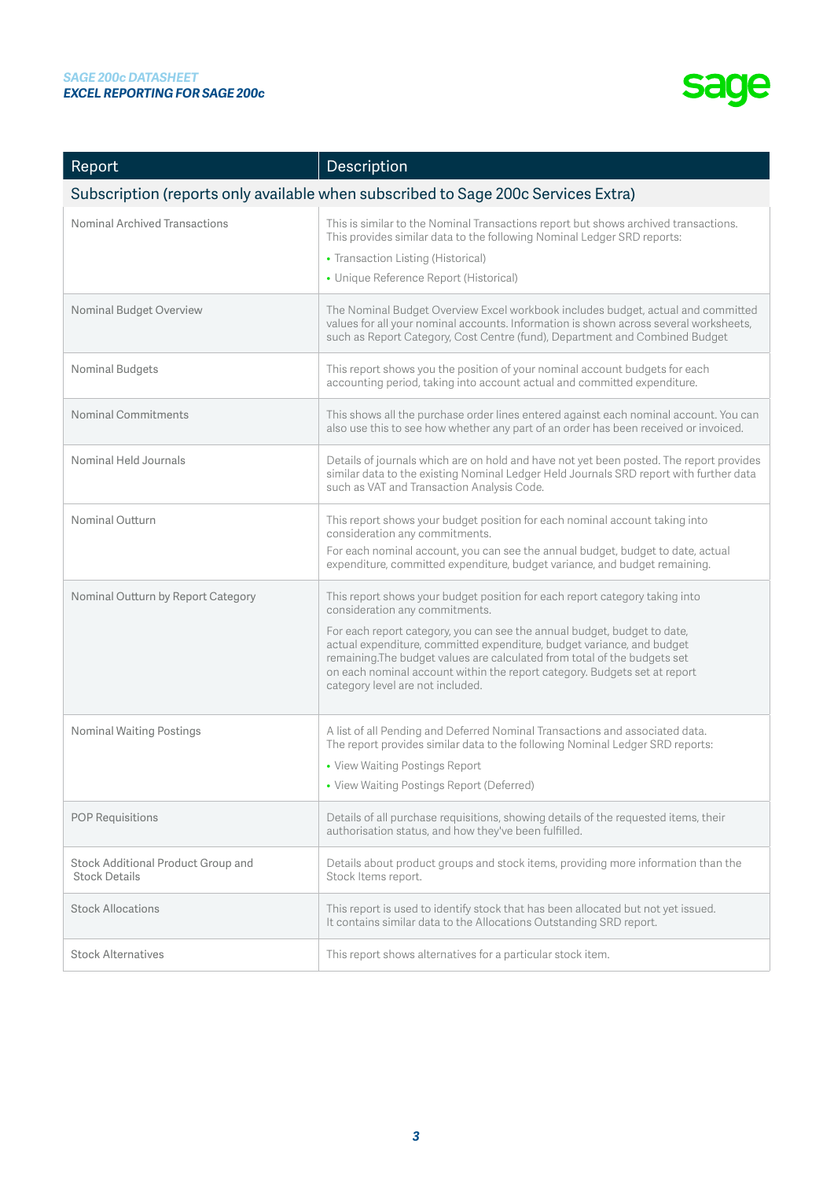| Report | Description |
|---|---|
| **Subscription (reports only available when subscribed to Sage 200c Services Extra)** | |
| Nominal Archived Transactions | This is similar to the Nominal Transactions report but shows archived transactions. This provides similar data to the following Nominal Ledger SRD reports:<br>• Transaction Listing (Historical)<br>• Unique Reference Report (Historical) |
| Nominal Budget Overview | The Nominal Budget Overview Excel workbook includes budget, actual and committed values for all your nominal accounts. Information is shown across several worksheets, such as Report Category, Cost Centre (fund), Department and Combined Budget |
| Nominal Budgets | This report shows you the position of your nominal account budgets for each accounting period, taking into account actual and committed expenditure. |
| Nominal Commitments | This shows all the purchase order lines entered against each nominal account. You can also use this to see how whether any part of an order has been received or invoiced. |
| Nominal Held Journals | Details of journals which are on hold and have not yet been posted. The report provides similar data to the existing Nominal Ledger Held Journals SRD report with further data such as VAT and Transaction Analysis Code. |
| Nominal Outturn | This report shows your budget position for each nominal account taking into consideration any commitments.<br>For each nominal account, you can see the annual budget, budget to date, actual expenditure, committed expenditure, budget variance, and budget remaining. |
| Nominal Outturn by Report Category | This report shows your budget position for each report category taking into consideration any commitments.<br>For each report category, you can see the annual budget, budget to date, actual expenditure, committed expenditure, budget variance, and budget remaining.The budget values are calculated from total of the budgets set on each nominal account within the report category. Budgets set at report category level are not included. |
| Nominal Waiting Postings | A list of all Pending and Deferred Nominal Transactions and associated data. The report provides similar data to the following Nominal Ledger SRD reports:<br>• View Waiting Postings Report<br>• View Waiting Postings Report (Deferred) |
| POP Requisitions | Details of all purchase requisitions, showing details of the requested items, their authorisation status, and how they've been fulfilled. |
| Stock Additional Product Group and Stock Details | Details about product groups and stock items, providing more information than the Stock Items report. |
| Stock Allocations | This report is used to identify stock that has been allocated but not yet issued. It contains similar data to the Allocations Outstanding SRD report. |
| Stock Alternatives | This report shows alternatives for a particular stock item. |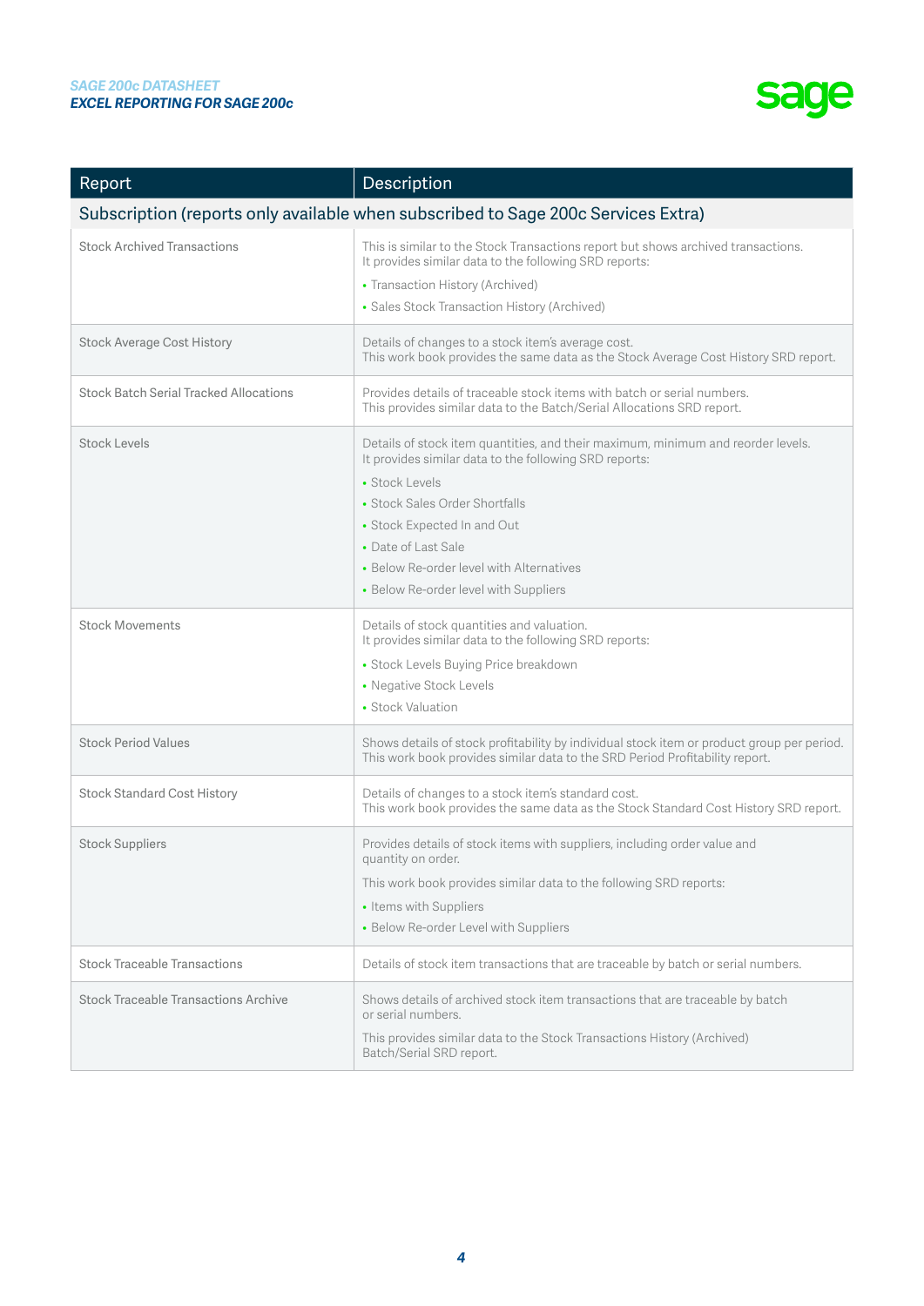| Report | Description |
|---|---|
| **Subscription (reports only available when subscribed to Sage 200c Services Extra)** | |
| Stock Archived Transactions | This is similar to the Stock Transactions report but shows archived transactions. It provides similar data to the following SRD reports:<br>• Transaction History (Archived)<br>• Sales Stock Transaction History (Archived) |
| Stock Average Cost History | Details of changes to a stock item's average cost. This work book provides the same data as the Stock Average Cost History SRD report. |
| Stock Batch Serial Tracked Allocations | Provides details of traceable stock items with batch or serial numbers. This provides similar data to the Batch/Serial Allocations SRD report. |
| Stock Levels | Details of stock item quantities, and their maximum, minimum and reorder levels. It provides similar data to the following SRD reports:<br>• Stock Levels<br>• Stock Sales Order Shortfalls<br>• Stock Expected In and Out<br>• Date of Last Sale<br>• Below Re-order level with Alternatives<br>• Below Re-order level with Suppliers |
| Stock Movements | Details of stock quantities and valuation. It provides similar data to the following SRD reports:<br>• Stock Levels Buying Price breakdown<br>• Negative Stock Levels<br>• Stock Valuation |
| Stock Period Values | Shows details of stock profitability by individual stock item or product group per period. This work book provides similar data to the SRD Period Profitability report. |
| Stock Standard Cost History | Details of changes to a stock item's standard cost. This work book provides the same data as the Stock Standard Cost History SRD report. |
| Stock Suppliers | Provides details of stock items with suppliers, including order value and quantity on order.<br>This work book provides similar data to the following SRD reports:<br>• Items with Suppliers<br>• Below Re-order Level with Suppliers |
| Stock Traceable Transactions | Details of stock item transactions that are traceable by batch or serial numbers. |
| Stock Traceable Transactions Archive | Shows details of archived stock item transactions that are traceable by batch or serial numbers.<br>This provides similar data to the Stock Transactions History (Archived) Batch/Serial SRD report. |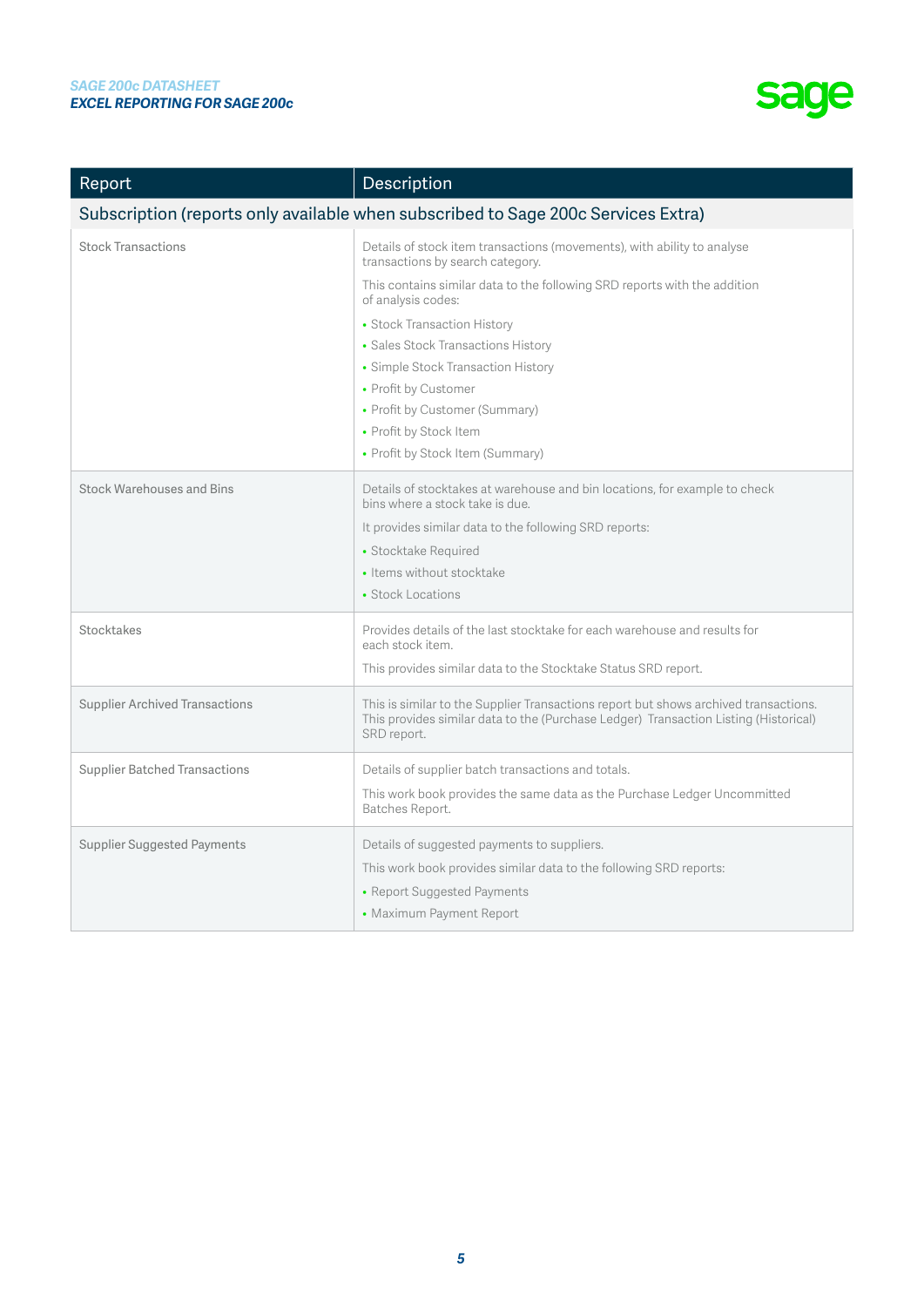| Report | Description |
|---|---|
| **Subscription (reports only available when subscribed to Sage 200c Services Extra)** | |
| Stock Transactions | Details of stock item transactions (movements), with ability to analyse transactions by search category.<br>This contains similar data to the following SRD reports with the addition of analysis codes:<br>• Stock Transaction History<br>• Sales Stock Transactions History<br>• Simple Stock Transaction History<br>• Profit by Customer<br>• Profit by Customer (Summary)<br>• Profit by Stock Item<br>• Profit by Stock Item (Summary) |
| Stock Warehouses and Bins | Details of stocktakes at warehouse and bin locations, for example to check bins where a stock take is due.<br>It provides similar data to the following SRD reports:<br>• Stocktake Required<br>• Items without stocktake<br>• Stock Locations |
| Stocktakes | Provides details of the last stocktake for each warehouse and results for each stock item.<br>This provides similar data to the Stocktake Status SRD report. |
| Supplier Archived Transactions | This is similar to the Supplier Transactions report but shows archived transactions. This provides similar data to the (Purchase Ledger) Transaction Listing (Historical) SRD report. |
| Supplier Batched Transactions | Details of supplier batch transactions and totals.<br>This work book provides the same data as the Purchase Ledger Uncommitted Batches Report. |
| Supplier Suggested Payments | Details of suggested payments to suppliers.<br>This work book provides similar data to the following SRD reports:<br>• Report Suggested Payments<br>• Maximum Payment Report |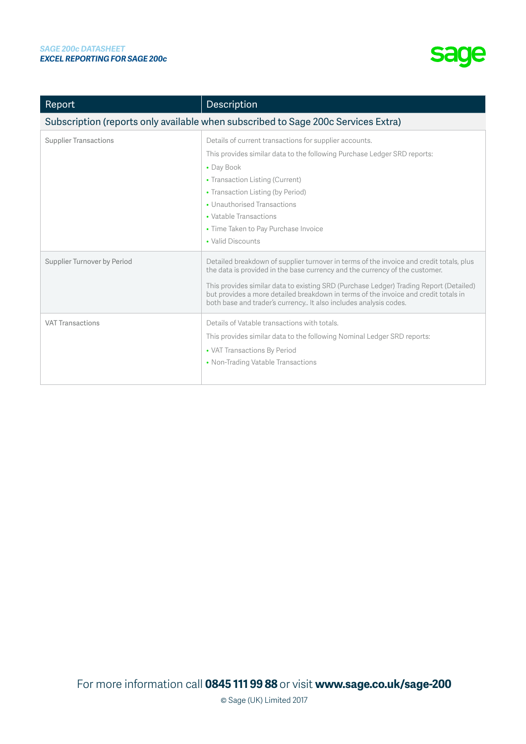| Report | Description |
|---|---|
| **Subscription (reports only available when subscribed to Sage 200c Services Extra)** | |
| Supplier Transactions | Details of current transactions for supplier accounts.<br>This provides similar data to the following Purchase Ledger SRD reports:<br>• Day Book<br>• Transaction Listing (Current)<br>• Transaction Listing (by Period)<br>• Unauthorised Transactions<br>• Vatable Transactions<br>• Time Taken to Pay Purchase Invoice<br>• Valid Discounts |
| Supplier Turnover by Period | Detailed breakdown of supplier turnover in terms of the invoice and credit totals, plus the data is provided in the base currency and the currency of the customer.<br>This provides similar data to existing SRD (Purchase Ledger) Trading Report (Detailed) but provides a more detailed breakdown in terms of the invoice and credit totals in both base and trader's currency.. It also includes analysis codes. |
| VAT Transactions | Details of Vatable transactions with totals.<br>This provides similar data to the following Nominal Ledger SRD reports:<br>• VAT Transactions By Period<br>• Non-Trading Vatable Transactions |

For more information call **0845 111 99 88** or visit **www.sage.co.uk/sage-200**

© Sage (UK) Limited 2017